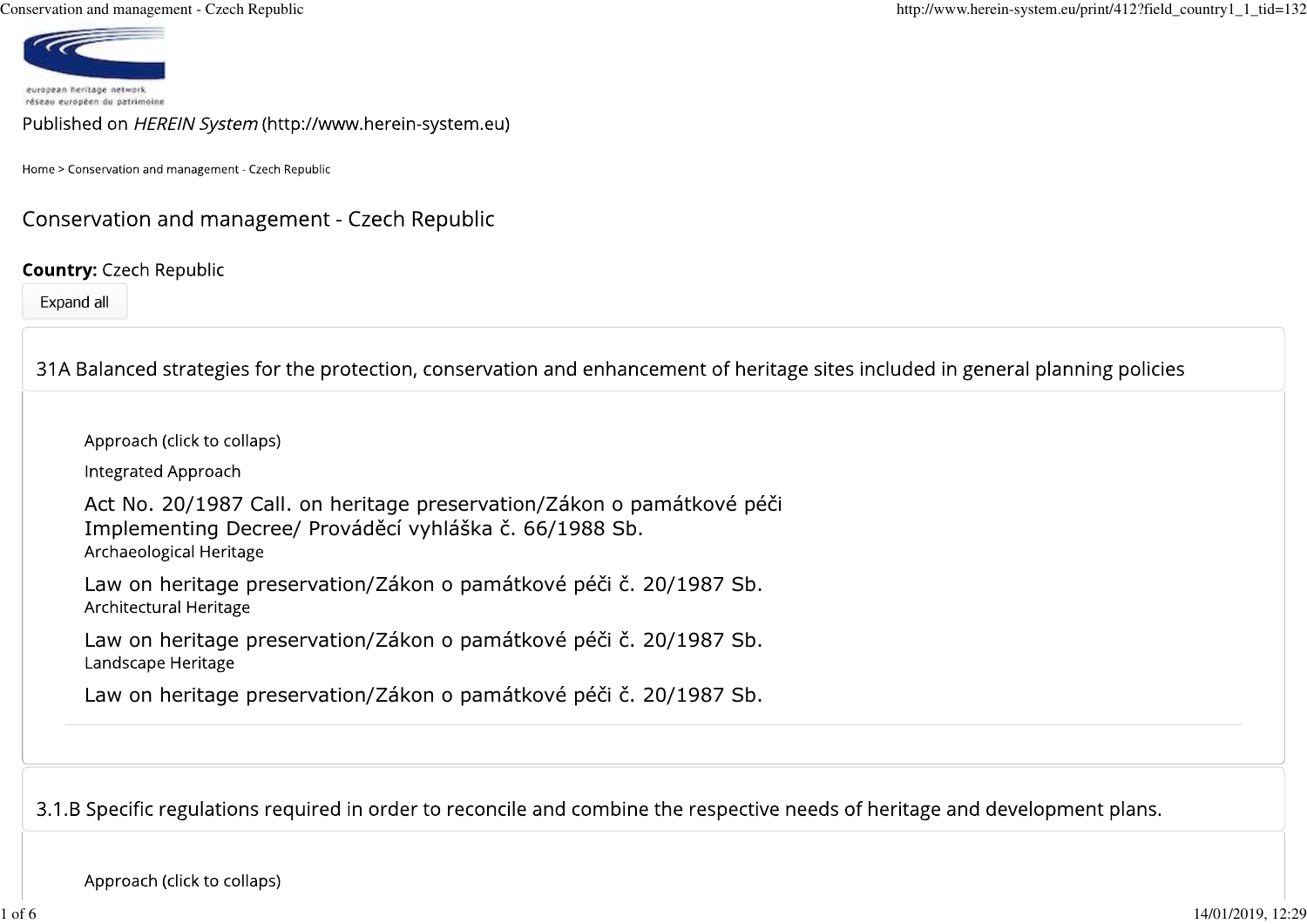Published on *HEREIN System* (http://www.herein-system.eu)

Home > Conservation and management - Czech Republic

# Conservation and management - Czech Republic

**Country:** Czech Republic

Expand all

## 31A Balanced strategies for the protection, conservation and enhancement of heritage sites included in general planning policies

Approach (click to collaps)

Integrated Approach

Act No. 20/1987 Call. on heritage preservation/Zákon o památkové péči
Implementing Decree/ Prováděcí vyhláška č. 66/1988 Sb.

Archaeological Heritage

Law on heritage preservation/Zákon o památkové péči č. 20/1987 Sb.

Architectural Heritage

Law on heritage preservation/Zákon o památkové péči č. 20/1987 Sb.

Landscape Heritage

Law on heritage preservation/Zákon o památkové péči č. 20/1987 Sb.

## 3.1.B Specific regulations required in order to reconcile and combine the respective needs of heritage and development plans.

Approach (click to collaps)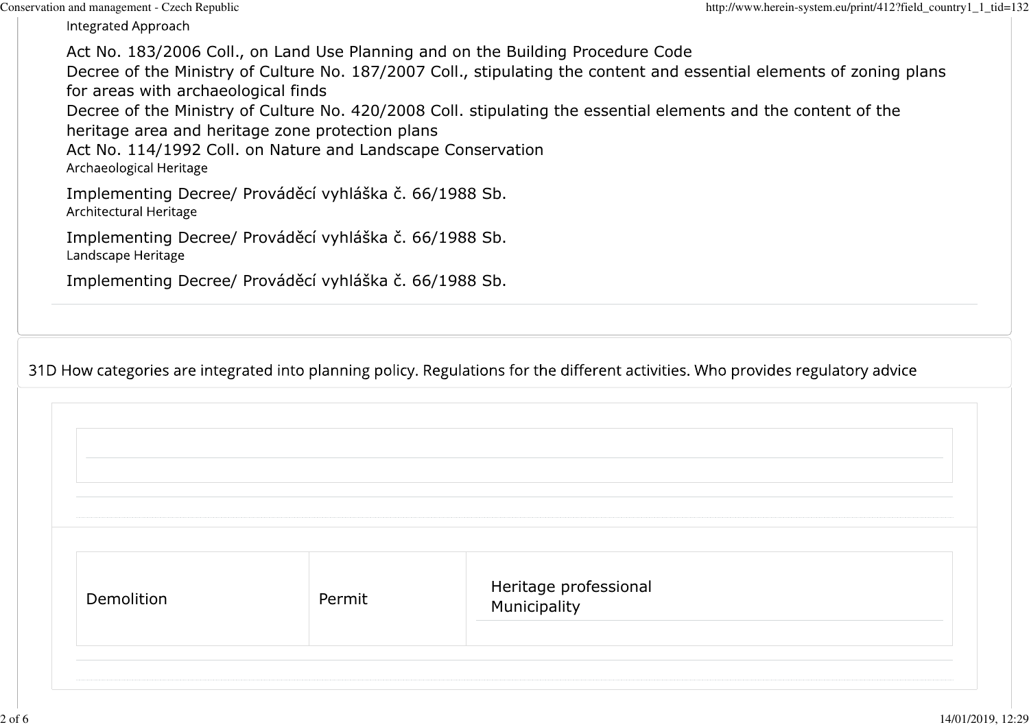Integrated Approach

Act No. 183/2006 Coll., on Land Use Planning and on the Building Procedure Code
Decree of the Ministry of Culture No. 187/2007 Coll., stipulating the content and essential elements of zoning plans for areas with archaeological finds
Decree of the Ministry of Culture No. 420/2008 Coll. stipulating the essential elements and the content of the heritage area and heritage zone protection plans
Act No. 114/1992 Coll. on Nature and Landscape Conservation

Archaeological Heritage

Implementing Decree/ Prováděcí vyhláška č. 66/1988 Sb.

Architectural Heritage

Implementing Decree/ Prováděcí vyhláška č. 66/1988 Sb.

Landscape Heritage

Implementing Decree/ Prováděcí vyhláška č. 66/1988 Sb.

## 31D How categories are integrated into planning policy. Regulations for the different activities. Who provides regulatory advice

| | | |
|---|---|---|
| Demolition | Permit | Heritage professional<br>Municipality |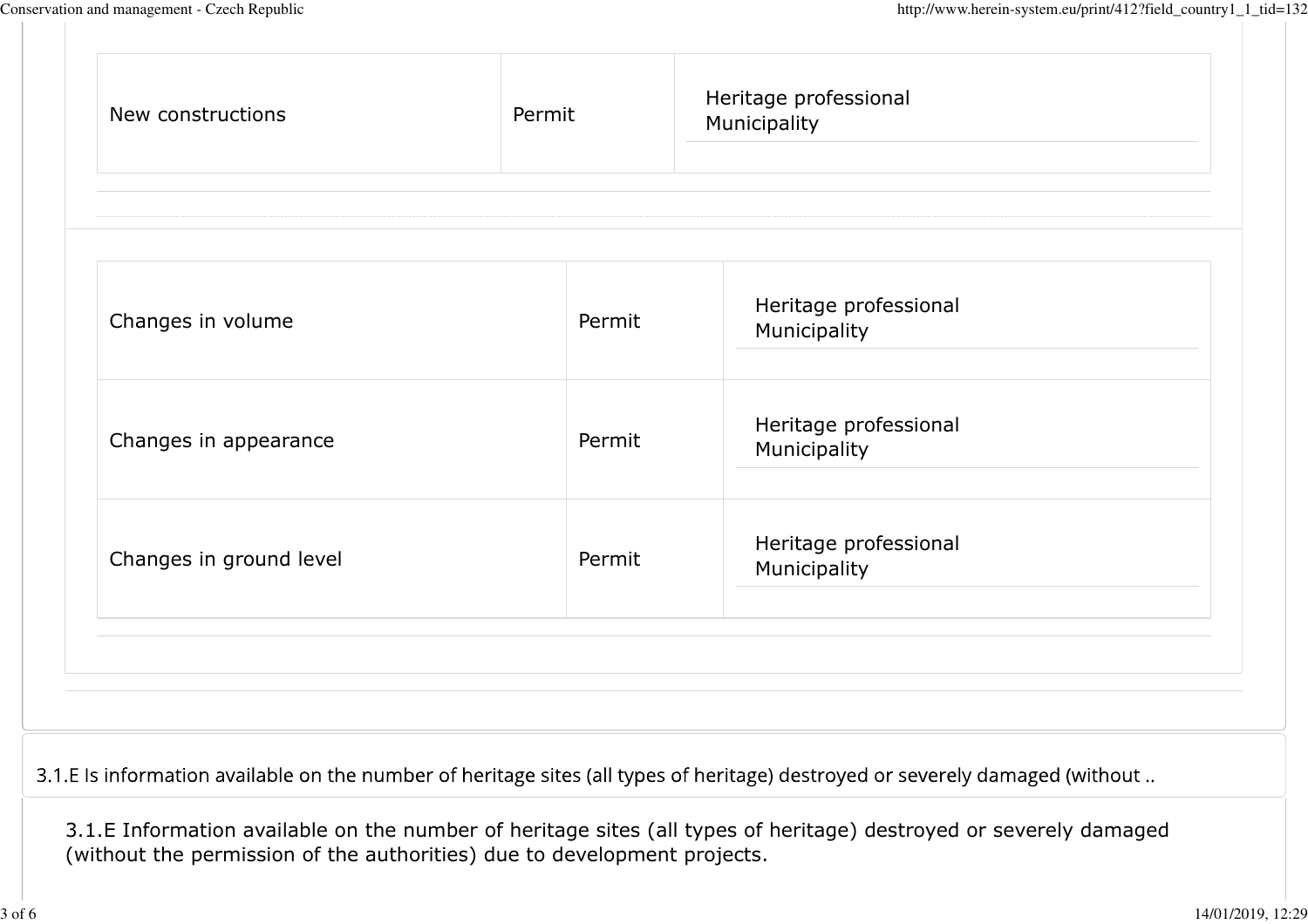| New constructions | Permit | Heritage professional<br>Municipality |
|---|---|---|

| Changes in volume | Permit | Heritage professional<br>Municipality |
|---|---|---|
| Changes in appearance | Permit | Heritage professional<br>Municipality |
| Changes in ground level | Permit | Heritage professional<br>Municipality |

3.1.E Is information available on the number of heritage sites (all types of heritage) destroyed or severely damaged (without ..

3.1.E Information available on the number of heritage sites (all types of heritage) destroyed or severely damaged (without the permission of the authorities) due to development projects.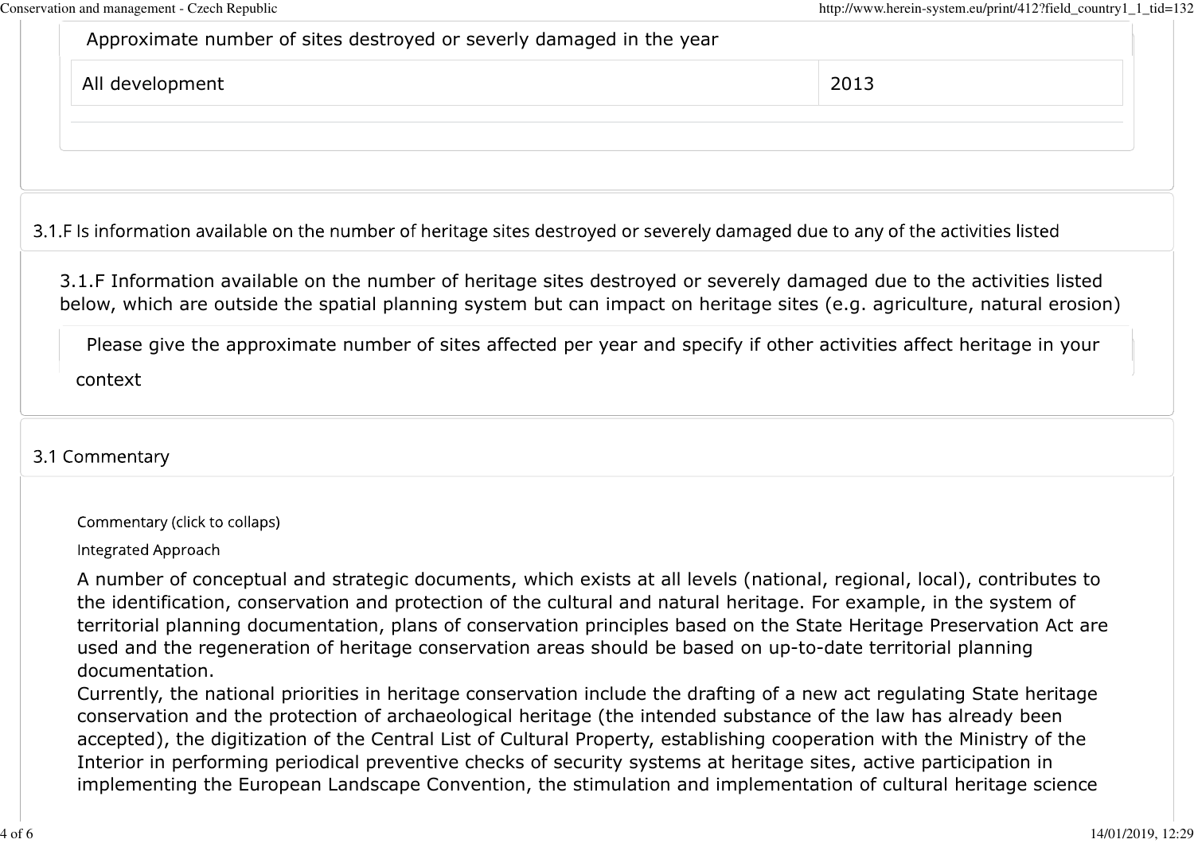Approximate number of sites destroyed or severly damaged in the year

| All development | 2013 |
| --- | --- |

### 3.1.F Is information available on the number of heritage sites destroyed or severely damaged due to any of the activities listed

3.1.F Information available on the number of heritage sites destroyed or severely damaged due to the activities listed below, which are outside the spatial planning system but can impact on heritage sites (e.g. agriculture, natural erosion)

Please give the approximate number of sites affected per year and specify if other activities affect heritage in your context

### 3.1 Commentary

Commentary (click to collaps)

Integrated Approach

A number of conceptual and strategic documents, which exists at all levels (national, regional, local), contributes to the identification, conservation and protection of the cultural and natural heritage. For example, in the system of territorial planning documentation, plans of conservation principles based on the State Heritage Preservation Act are used and the regeneration of heritage conservation areas should be based on up-to-date territorial planning documentation.
Currently, the national priorities in heritage conservation include the drafting of a new act regulating State heritage conservation and the protection of archaeological heritage (the intended substance of the law has already been accepted), the digitization of the Central List of Cultural Property, establishing cooperation with the Ministry of the Interior in performing periodical preventive checks of security systems at heritage sites, active participation in implementing the European Landscape Convention, the stimulation and implementation of cultural heritage science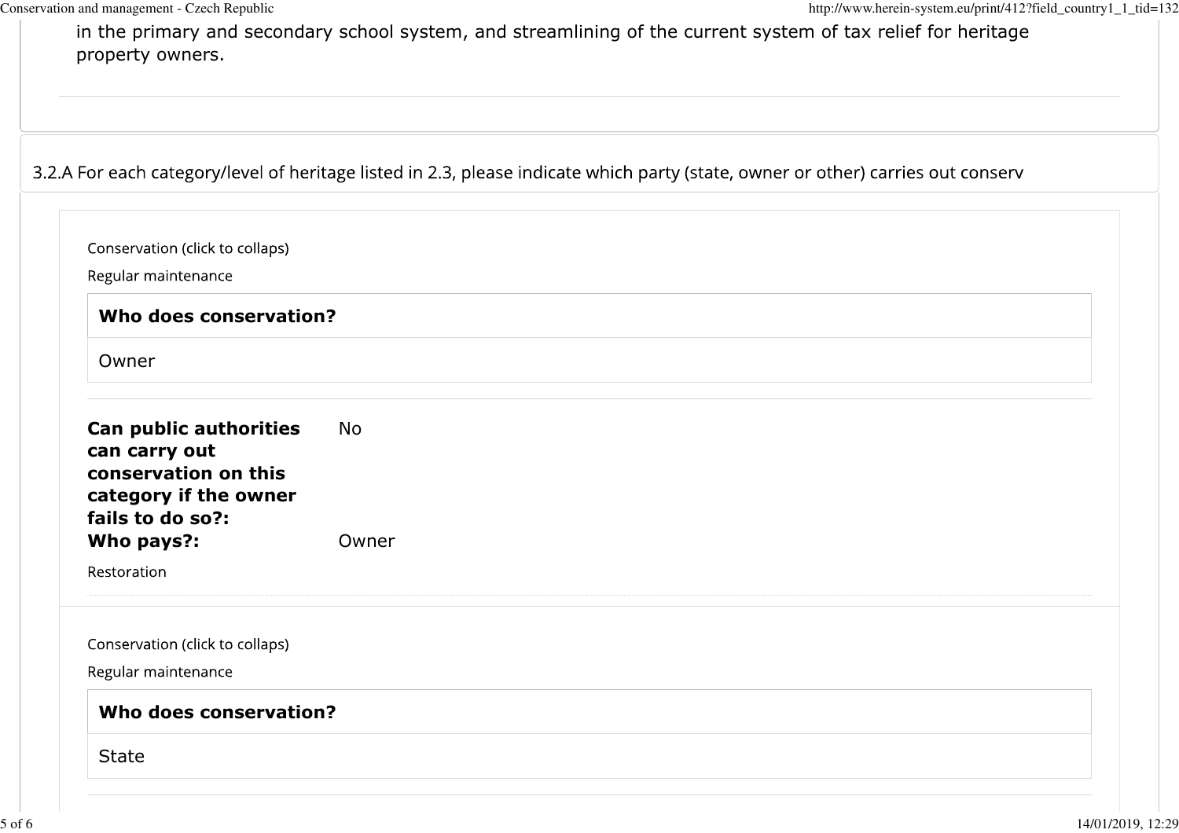in the primary and secondary school system, and streamlining of the current system of tax relief for heritage property owners.

3.2.A For each category/level of heritage listed in 2.3, please indicate which party (state, owner or other) carries out conserv

Conservation (click to collaps)

Regular maintenance

| **Who does conservation?** |
|---|
| Owner |

**Can public authorities can carry out conservation on this category if the owner fails to do so?:** No

**Who pays?:** Owner

Restoration

Conservation (click to collaps)

Regular maintenance

| **Who does conservation?** |
|---|
| State |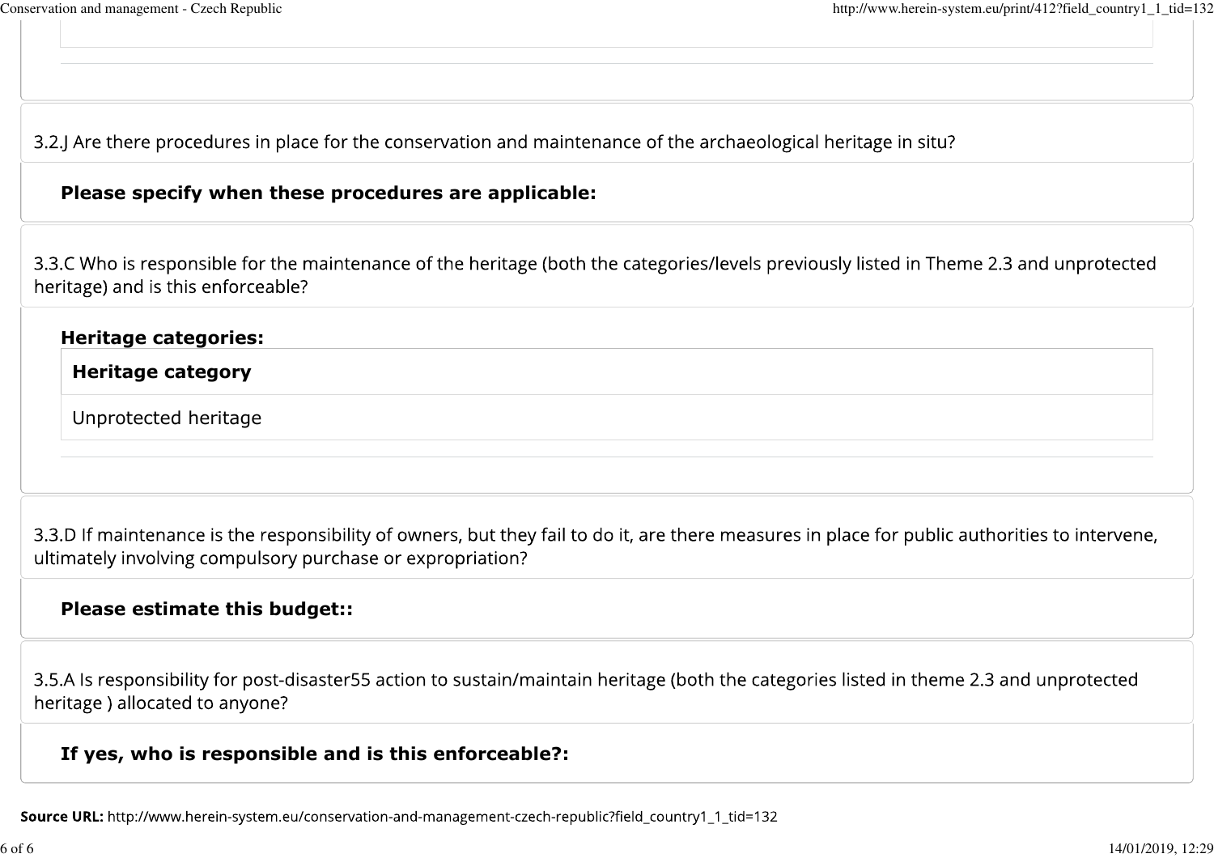3.2.J Are there procedures in place for the conservation and maintenance of the archaeological heritage in situ?

**Please specify when these procedures are applicable:**

3.3.C Who is responsible for the maintenance of the heritage (both the categories/levels previously listed in Theme 2.3 and unprotected heritage) and is this enforceable?

**Heritage categories:**

| Heritage category |
| --- |
| Unprotected heritage |

3.3.D If maintenance is the responsibility of owners, but they fail to do it, are there measures in place for public authorities to intervene, ultimately involving compulsory purchase or expropriation?

**Please estimate this budget::**

3.5.A Is responsibility for post-disaster55 action to sustain/maintain heritage (both the categories listed in theme 2.3 and unprotected heritage ) allocated to anyone?

**If yes, who is responsible and is this enforceable?:**

**Source URL:** http://www.herein-system.eu/conservation-and-management-czech-republic?field_country1_1_tid=132